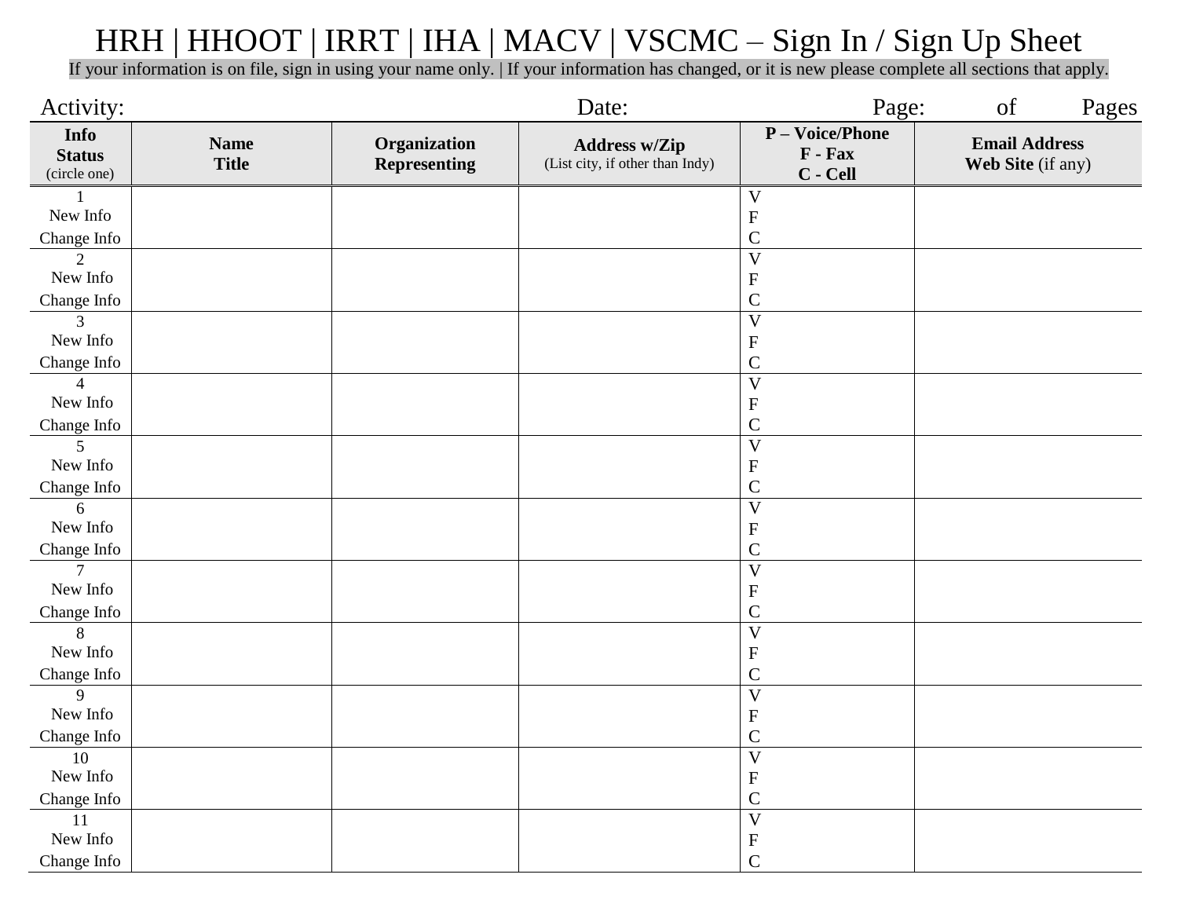# HRH | HHOOT | IRRT | IHA | MACV | VSCMC – Sign In / Sign Up Sheet

If your information is on file, sign in using your name only. | If your information has changed, or it is new please complete all sections that apply.

Activity: Date: Page: of Pages

| **Info Status** (circle one) | **Name Title** | **Organization Representing** | **Address w/Zip** (List city, if other than Indy) | **P – Voice/Phone F - Fax C - Cell** | **Email Address Web Site** (if any) |
|---|---|---|---|---|---|
| 1 New Info Change Info | | | | V F C | |
| 2 New Info Change Info | | | | V F C | |
| 3 New Info Change Info | | | | V F C | |
| 4 New Info Change Info | | | | V F C | |
| 5 New Info Change Info | | | | V F C | |
| 6 New Info Change Info | | | | V F C | |
| 7 New Info Change Info | | | | V F C | |
| 8 New Info Change Info | | | | V F C | |
| 9 New Info Change Info | | | | V F C | |
| 10 New Info Change Info | | | | V F C | |
| 11 New Info Change Info | | | | V F C | |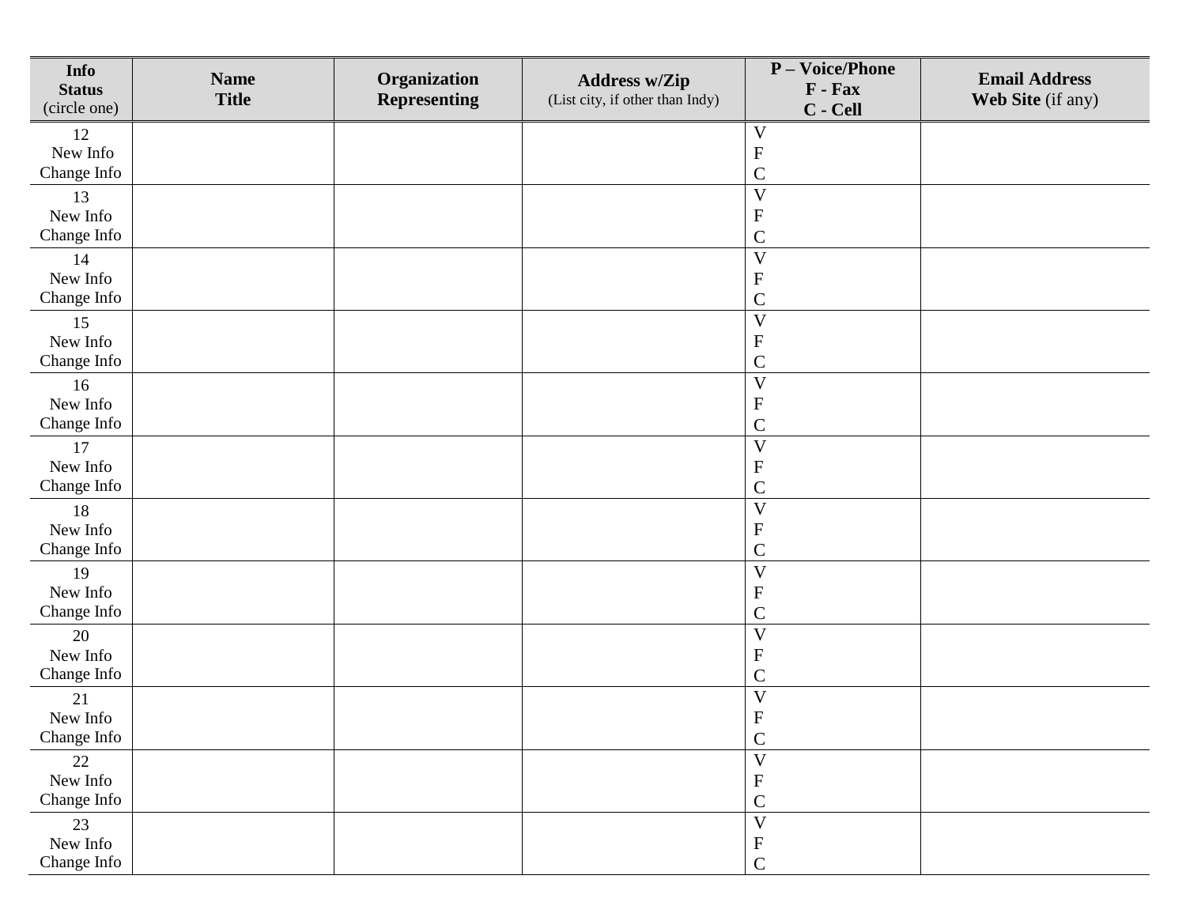| Info Status (circle one) | Name Title | Organization Representing | Address w/Zip (List city, if other than Indy) | P – Voice/Phone F - Fax C - Cell | Email Address Web Site (if any) |
|---|---|---|---|---|---|
| 12 New Info Change Info | | | | V F C | |
| 13 New Info Change Info | | | | V F C | |
| 14 New Info Change Info | | | | V F C | |
| 15 New Info Change Info | | | | V F C | |
| 16 New Info Change Info | | | | V F C | |
| 17 New Info Change Info | | | | V F C | |
| 18 New Info Change Info | | | | V F C | |
| 19 New Info Change Info | | | | V F C | |
| 20 New Info Change Info | | | | V F C | |
| 21 New Info Change Info | | | | V F C | |
| 22 New Info Change Info | | | | V F C | |
| 23 New Info Change Info | | | | V F C | |